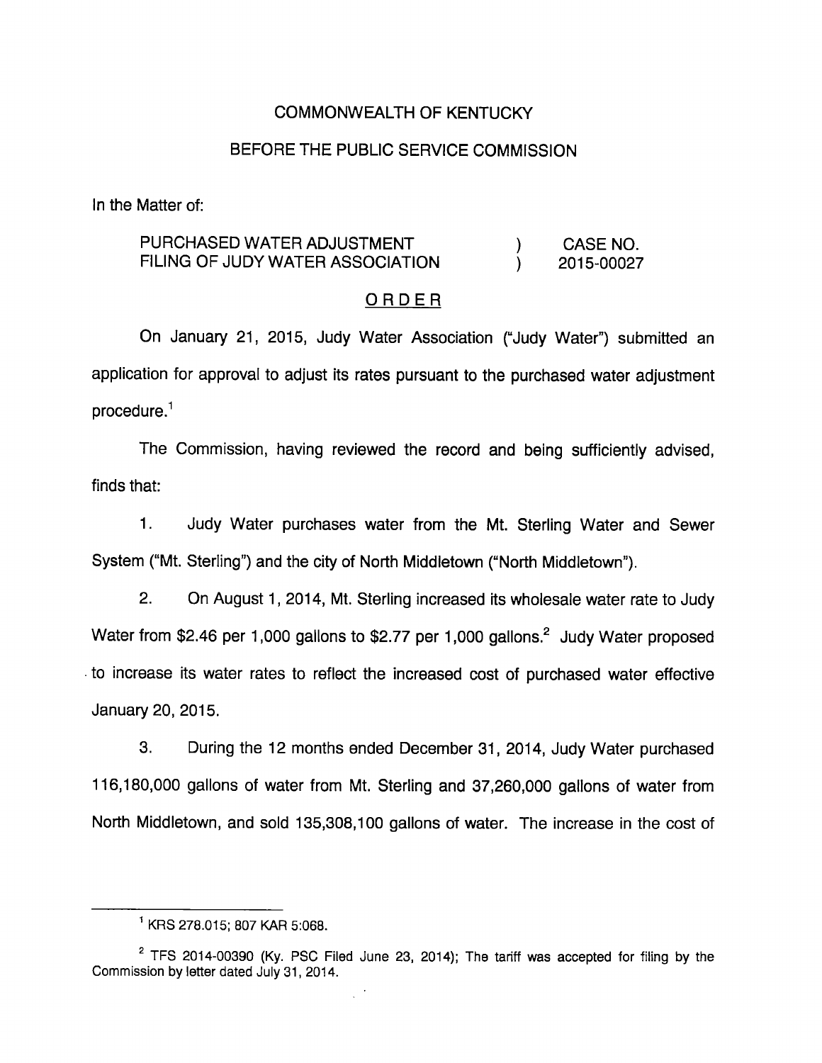COMMONWEALTH OF KENTUCKY

BEFORE THE PUBLIC SERVICE COMMISSION

In the Matter of:

| | | |
|---|---|---|
| PURCHASED WATER ADJUSTMENT FILING OF JUDY WATER ASSOCIATION | ) ) | CASE NO. 2015-00027 |

ORDER

On January 21, 2015, Judy Water Association ("Judy Water") submitted an application for approval to adjust its rates pursuant to the purchased water adjustment procedure.[1]

The Commission, having reviewed the record and being sufficiently advised, finds that:

1. Judy Water purchases water from the Mt. Sterling Water and Sewer System ("Mt. Sterling") and the city of North Middletown ("North Middletown").

2. On August 1, 2014, Mt. Sterling increased its wholesale water rate to Judy Water from $2.46 per 1,000 gallons to $2.77 per 1,000 gallons.[2] Judy Water proposed to increase its water rates to reflect the increased cost of purchased water effective January 20, 2015.

3. During the 12 months ended December 31, 2014, Judy Water purchased 116,180,000 gallons of water from Mt. Sterling and 37,260,000 gallons of water from North Middletown, and sold 135,308,100 gallons of water. The increase in the cost of

---

[1] KRS 278.015; 807 KAR 5:068.

[2] TFS 2014-00390 (Ky. PSC Filed June 23, 2014); The tariff was accepted for filing by the Commission by letter dated July 31, 2014.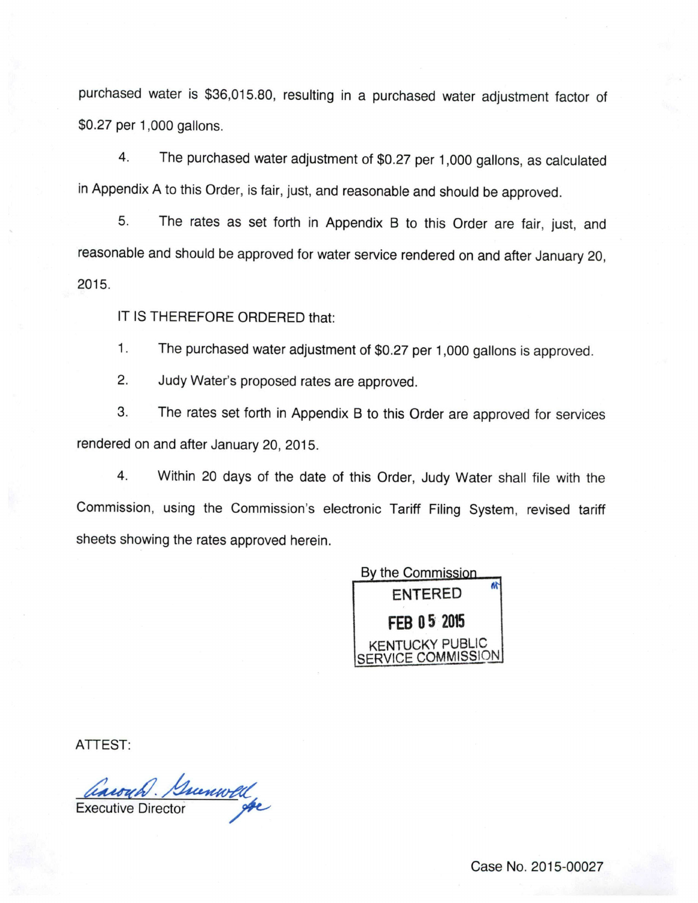purchased water is $36,015.80, resulting in a purchased water adjustment factor of $0.27 per 1,000 gallons.

4. The purchased water adjustment of $0.27 per 1,000 gallons, as calculated in Appendix A to this Order, is fair, just, and reasonable and should be approved.

5. The rates as set forth in Appendix B to this Order are fair, just, and reasonable and should be approved for water service rendered on and after January 20, 2015.

IT IS THEREFORE ORDERED that:

1. The purchased water adjustment of $0.27 per 1,000 gallons is approved.

2. Judy Water's proposed rates are approved.

3. The rates set forth in Appendix B to this Order are approved for services rendered on and after January 20, 2015.

4. Within 20 days of the date of this Order, Judy Water shall file with the Commission, using the Commission's electronic Tariff Filing System, revised tariff sheets showing the rates approved herein.

By the Commission

ENTERED

FEB 05 2015

KENTUCKY PUBLIC SERVICE COMMISSION

ATTEST:

Executive Director

Case No. 2015-00027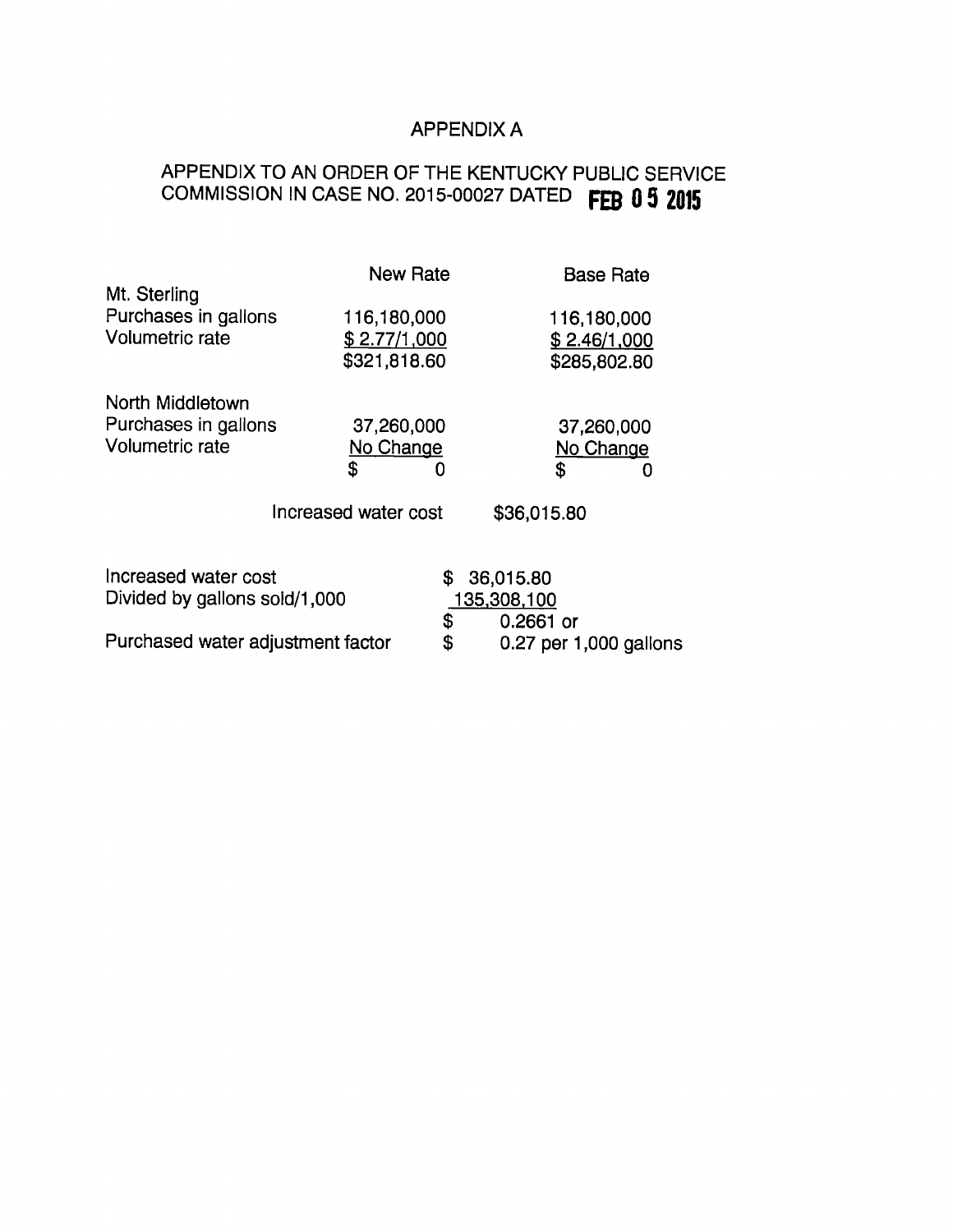# APPENDIX A

## APPENDIX TO AN ORDER OF THE KENTUCKY PUBLIC SERVICE COMMISSION IN CASE NO. 2015-00027 DATED FEB 05 2015

| | New Rate | Base Rate |
|---|---|---|
| Mt. Sterling | | |
| Purchases in gallons | 116,180,000 | 116,180,000 |
| Volumetric rate | $ 2.77/1,000 | $ 2.46/1,000 |
| | $321,818.60 | $285,802.80 |
| North Middletown | | |
| Purchases in gallons | 37,260,000 | 37,260,000 |
| Volumetric rate | No Change | No Change |
| | $ 0 | $ 0 |
| | Increased water cost | $36,015.80 |

| | |
|---|---|
| Increased water cost | $ 36,015.80 |
| Divided by gallons sold/1,000 | 135,308,100 |
| | $ 0.2661 or |
| Purchased water adjustment factor | $ 0.27 per 1,000 gallons |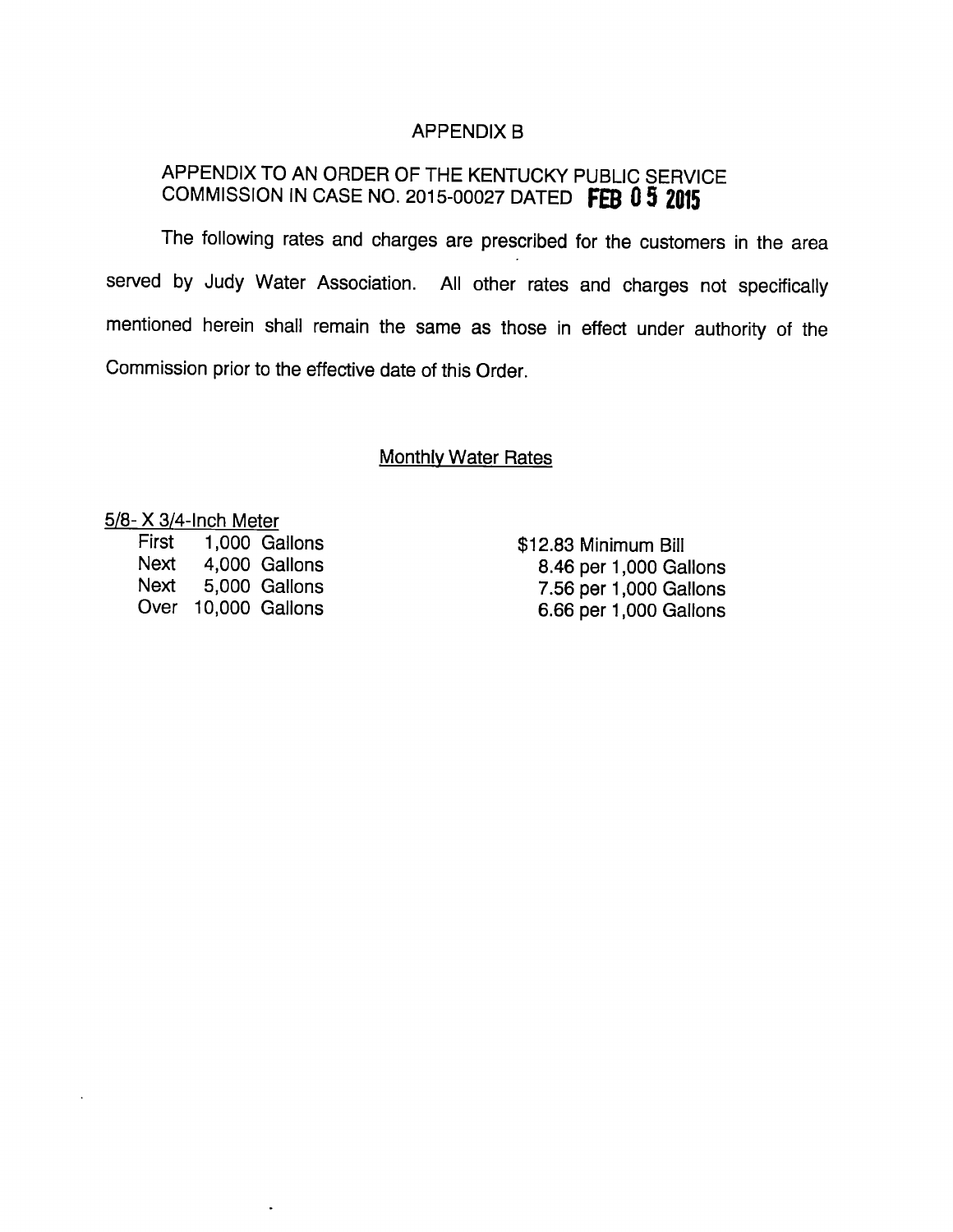# APPENDIX B

## APPENDIX TO AN ORDER OF THE KENTUCKY PUBLIC SERVICE COMMISSION IN CASE NO. 2015-00027 DATED FEB 05 2015

The following rates and charges are prescribed for the customers in the area served by Judy Water Association. All other rates and charges not specifically mentioned herein shall remain the same as those in effect under authority of the Commission prior to the effective date of this Order.

### Monthly Water Rates

5/8- X 3/4-Inch Meter

| | | |
|---|---|---|
| First | 1,000 Gallons | $12.83 Minimum Bill |
| Next | 4,000 Gallons | 8.46 per 1,000 Gallons |
| Next | 5,000 Gallons | 7.56 per 1,000 Gallons |
| Over | 10,000 Gallons | 6.66 per 1,000 Gallons |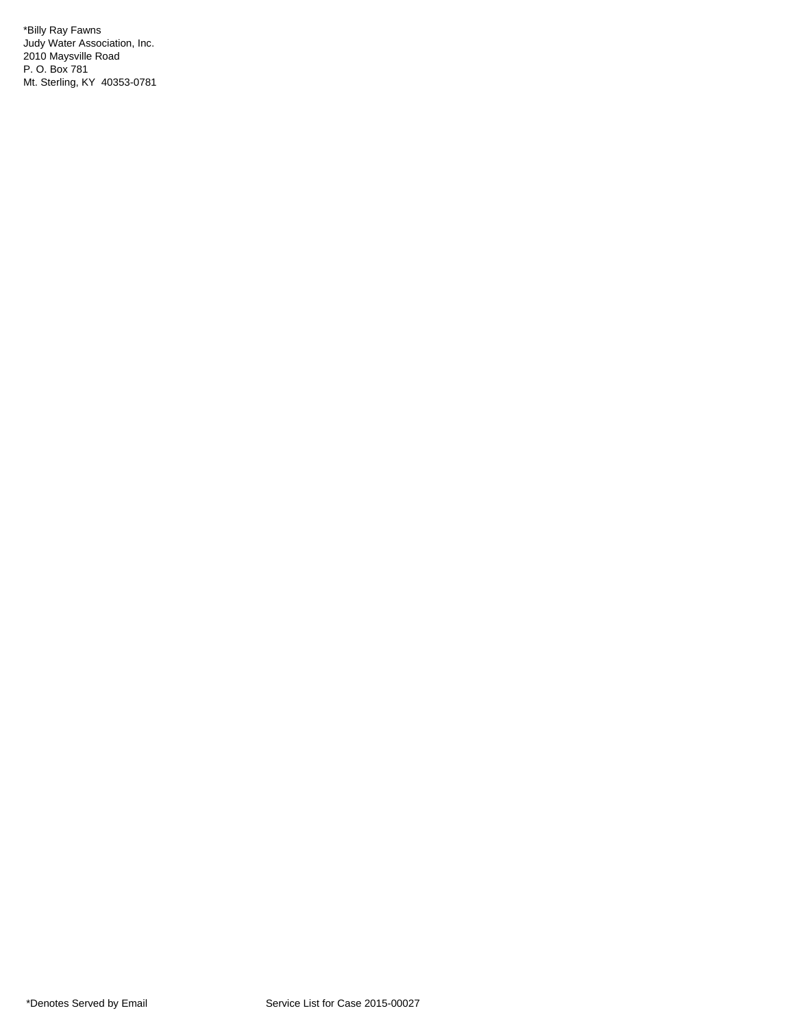*Billy Ray Fawns
Judy Water Association, Inc.
2010 Maysville Road
P. O. Box 781
Mt. Sterling, KY  40353-0781

*Denotes Served by Email

Service List for Case 2015-00027